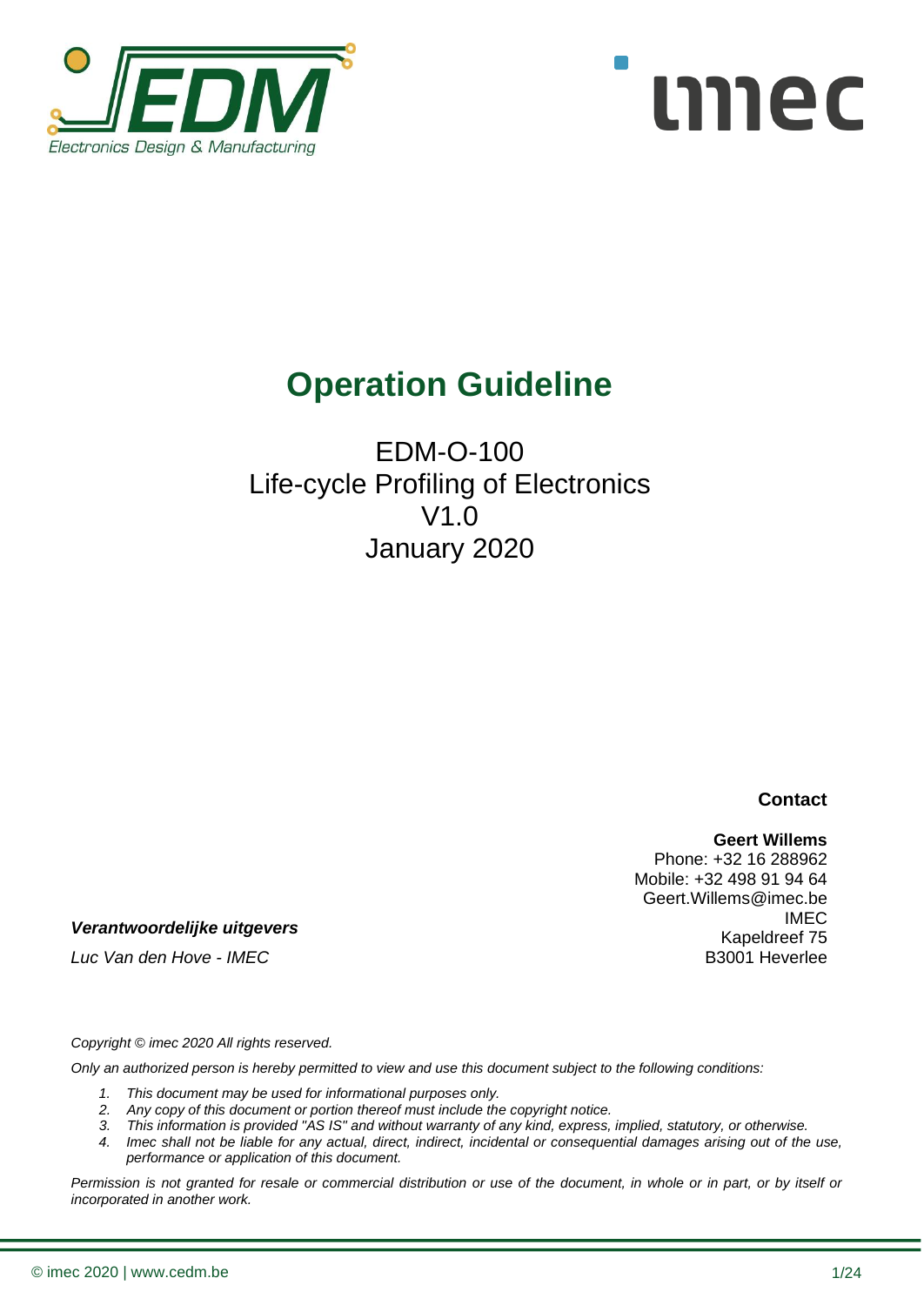# Operation Guideline

EDM-O-100
Life-cycle Profiling of Electronics
V1.0
January 2020

**Contact**

**Geert Willems**
Phone: +32 16 288962
Mobile: +32 498 91 94 64
Geert.Willems@imec.be
IMEC
Kapeldreef 75
B3001 Heverlee

***Verantwoordelijke uitgevers***

*Luc Van den Hove - IMEC*

*Copyright © imec 2020 All rights reserved.*

*Only an authorized person is hereby permitted to view and use this document subject to the following conditions:*

1. *This document may be used for informational purposes only.*
2. *Any copy of this document or portion thereof must include the copyright notice.*
3. *This information is provided "AS IS" and without warranty of any kind, express, implied, statutory, or otherwise.*
4. *Imec shall not be liable for any actual, direct, indirect, incidental or consequential damages arising out of the use, performance or application of this document.*

*Permission is not granted for resale or commercial distribution or use of the document, in whole or in part, or by itself or incorporated in another work.*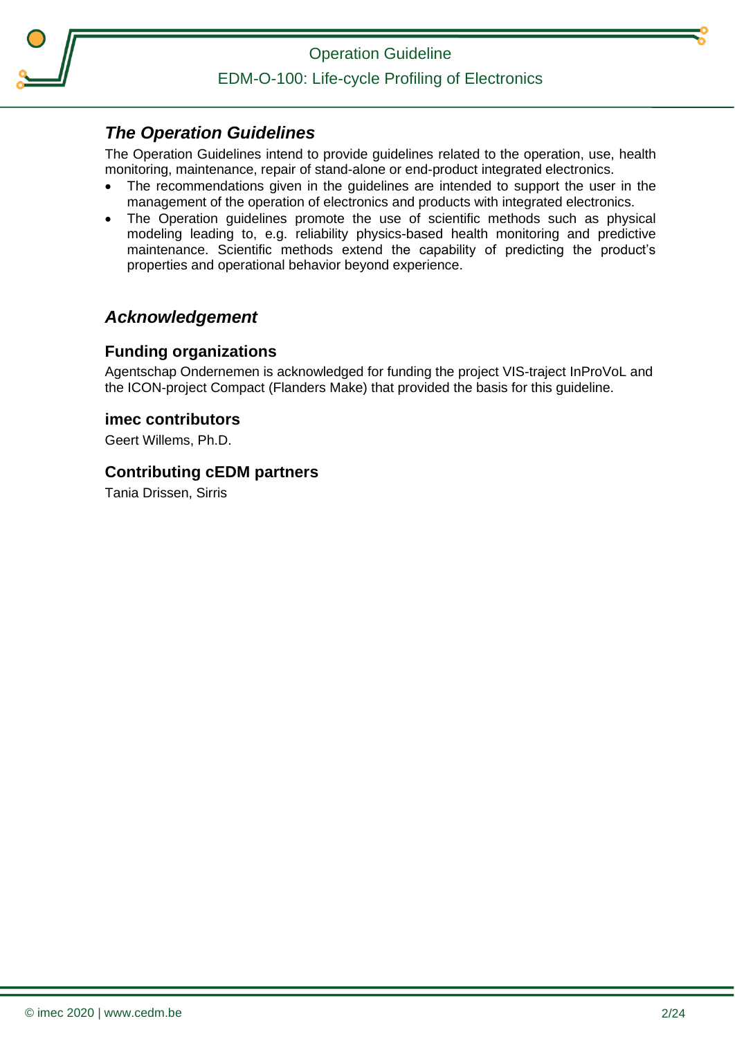## *The Operation Guidelines*

The Operation Guidelines intend to provide guidelines related to the operation, use, health monitoring, maintenance, repair of stand-alone or end-product integrated electronics.

- The recommendations given in the guidelines are intended to support the user in the management of the operation of electronics and products with integrated electronics.
- The Operation guidelines promote the use of scientific methods such as physical modeling leading to, e.g. reliability physics-based health monitoring and predictive maintenance. Scientific methods extend the capability of predicting the product's properties and operational behavior beyond experience.

## *Acknowledgement*

### Funding organizations

Agentschap Ondernemen is acknowledged for funding the project VIS-traject InProVoL and the ICON-project Compact (Flanders Make) that provided the basis for this guideline.

### imec contributors

Geert Willems, Ph.D.

### Contributing cEDM partners

Tania Drissen, Sirris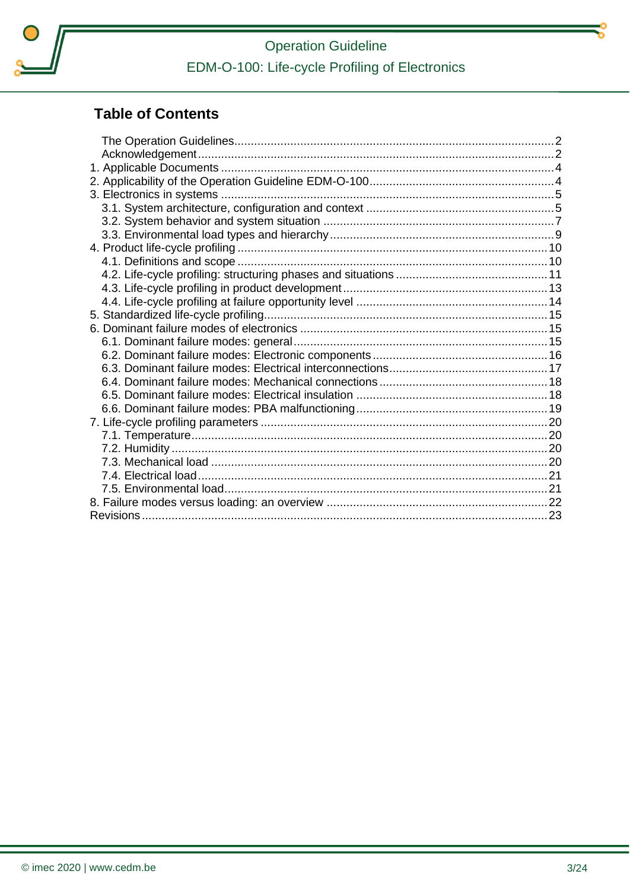## Table of Contents

- The Operation Guidelines ..... 2
- Acknowledgement ..... 2
- 1. Applicable Documents ..... 4
- 2. Applicability of the Operation Guideline EDM-O-100 ..... 4
- 3. Electronics in systems ..... 5
  - 3.1. System architecture, configuration and context ..... 5
  - 3.2. System behavior and system situation ..... 7
  - 3.3. Environmental load types and hierarchy ..... 9
- 4. Product life-cycle profiling ..... 10
  - 4.1. Definitions and scope ..... 10
  - 4.2. Life-cycle profiling: structuring phases and situations ..... 11
  - 4.3. Life-cycle profiling in product development ..... 13
  - 4.4. Life-cycle profiling at failure opportunity level ..... 14
- 5. Standardized life-cycle profiling ..... 15
- 6. Dominant failure modes of electronics ..... 15
  - 6.1. Dominant failure modes: general ..... 15
  - 6.2. Dominant failure modes: Electronic components ..... 16
  - 6.3. Dominant failure modes: Electrical interconnections ..... 17
  - 6.4. Dominant failure modes: Mechanical connections ..... 18
  - 6.5. Dominant failure modes: Electrical insulation ..... 18
  - 6.6. Dominant failure modes: PBA malfunctioning ..... 19
- 7. Life-cycle profiling parameters ..... 20
  - 7.1. Temperature ..... 20
  - 7.2. Humidity ..... 20
  - 7.3. Mechanical load ..... 20
  - 7.4. Electrical load ..... 21
  - 7.5. Environmental load ..... 21
- 8. Failure modes versus loading: an overview ..... 22
- Revisions ..... 23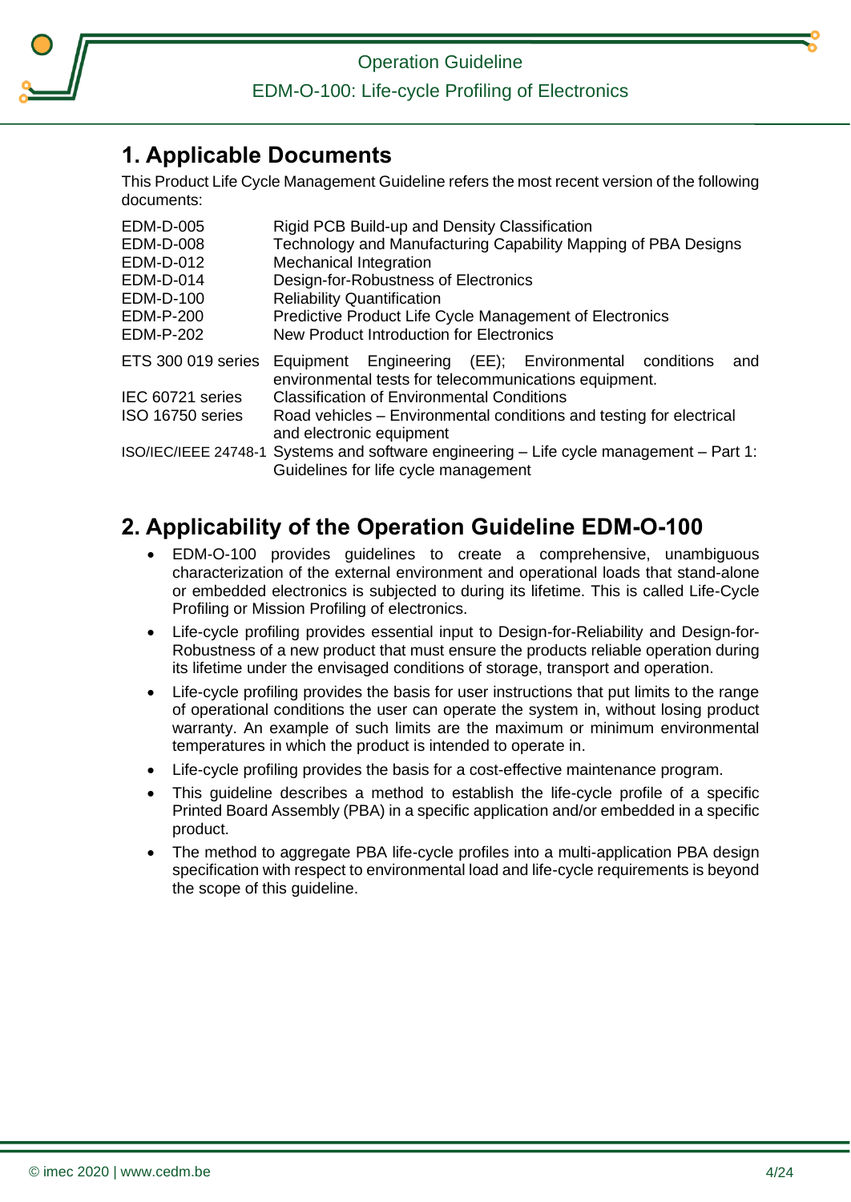# 1. Applicable Documents

This Product Life Cycle Management Guideline refers the most recent version of the following documents:

| | |
|---|---|
| EDM-D-005 | Rigid PCB Build-up and Density Classification |
| EDM-D-008 | Technology and Manufacturing Capability Mapping of PBA Designs |
| EDM-D-012 | Mechanical Integration |
| EDM-D-014 | Design-for-Robustness of Electronics |
| EDM-D-100 | Reliability Quantification |
| EDM-P-200 | Predictive Product Life Cycle Management of Electronics |
| EDM-P-202 | New Product Introduction for Electronics |
| ETS 300 019 series | Equipment Engineering (EE); Environmental conditions and environmental tests for telecommunications equipment. |
| IEC 60721 series | Classification of Environmental Conditions |
| ISO 16750 series | Road vehicles – Environmental conditions and testing for electrical and electronic equipment |
| ISO/IEC/IEEE 24748-1 | Systems and software engineering – Life cycle management – Part 1: Guidelines for life cycle management |

# 2. Applicability of the Operation Guideline EDM-O-100

- EDM-O-100 provides guidelines to create a comprehensive, unambiguous characterization of the external environment and operational loads that stand-alone or embedded electronics is subjected to during its lifetime. This is called Life-Cycle Profiling or Mission Profiling of electronics.
- Life-cycle profiling provides essential input to Design-for-Reliability and Design-for-Robustness of a new product that must ensure the products reliable operation during its lifetime under the envisaged conditions of storage, transport and operation.
- Life-cycle profiling provides the basis for user instructions that put limits to the range of operational conditions the user can operate the system in, without losing product warranty. An example of such limits are the maximum or minimum environmental temperatures in which the product is intended to operate in.
- Life-cycle profiling provides the basis for a cost-effective maintenance program.
- This guideline describes a method to establish the life-cycle profile of a specific Printed Board Assembly (PBA) in a specific application and/or embedded in a specific product.
- The method to aggregate PBA life-cycle profiles into a multi-application PBA design specification with respect to environmental load and life-cycle requirements is beyond the scope of this guideline.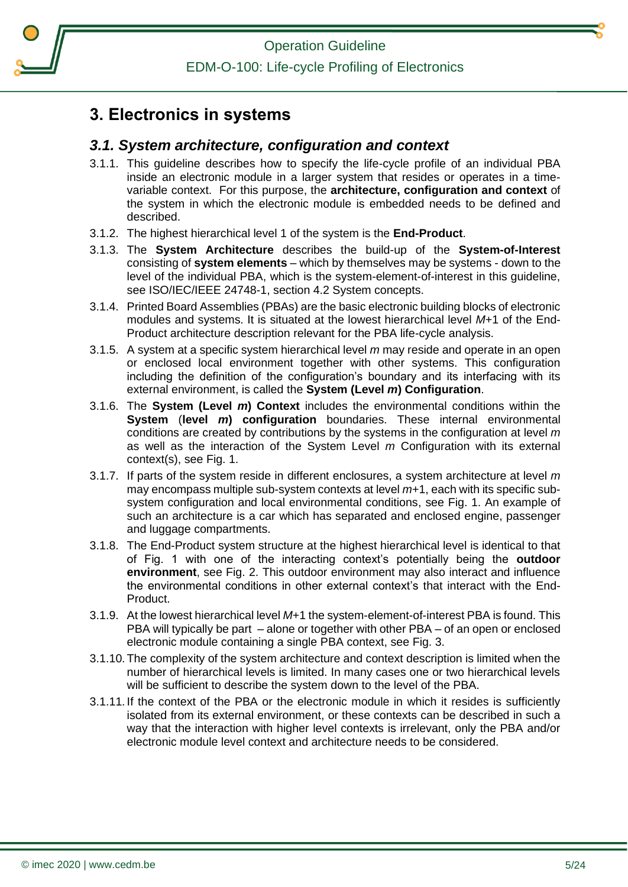# 3. Electronics in systems

## *3.1. System architecture, configuration and context*

3.1.1. This guideline describes how to specify the life-cycle profile of an individual PBA inside an electronic module in a larger system that resides or operates in a time-variable context. For this purpose, the **architecture, configuration and context** of the system in which the electronic module is embedded needs to be defined and described.

3.1.2. The highest hierarchical level 1 of the system is the **End-Product**.

3.1.3. The **System Architecture** describes the build-up of the **System-of-Interest** consisting of **system elements** – which by themselves may be systems - down to the level of the individual PBA, which is the system-element-of-interest in this guideline, see ISO/IEC/IEEE 24748-1, section 4.2 System concepts.

3.1.4. Printed Board Assemblies (PBAs) are the basic electronic building blocks of electronic modules and systems. It is situated at the lowest hierarchical level $M$+1 of the End-Product architecture description relevant for the PBA life-cycle analysis.

3.1.5. A system at a specific system hierarchical level $m$ may reside and operate in an open or enclosed local environment together with other systems. This configuration including the definition of the configuration's boundary and its interfacing with its external environment, is called the **System (Level *m*) Configuration**.

3.1.6. The **System (Level *m*) Context** includes the environmental conditions within the **System** (**level *m*) configuration** boundaries. These internal environmental conditions are created by contributions by the systems in the configuration at level $m$ as well as the interaction of the System Level $m$ Configuration with its external context(s), see Fig. 1.

3.1.7. If parts of the system reside in different enclosures, a system architecture at level $m$ may encompass multiple sub-system contexts at level $m$+1, each with its specific sub-system configuration and local environmental conditions, see Fig. 1. An example of such an architecture is a car which has separated and enclosed engine, passenger and luggage compartments.

3.1.8. The End-Product system structure at the highest hierarchical level is identical to that of Fig. 1 with one of the interacting context's potentially being the **outdoor environment**, see Fig. 2. This outdoor environment may also interact and influence the environmental conditions in other external context's that interact with the End-Product.

3.1.9. At the lowest hierarchical level $M$+1 the system-element-of-interest PBA is found. This PBA will typically be part – alone or together with other PBA – of an open or enclosed electronic module containing a single PBA context, see Fig. 3.

3.1.10. The complexity of the system architecture and context description is limited when the number of hierarchical levels is limited. In many cases one or two hierarchical levels will be sufficient to describe the system down to the level of the PBA.

3.1.11. If the context of the PBA or the electronic module in which it resides is sufficiently isolated from its external environment, or these contexts can be described in such a way that the interaction with higher level contexts is irrelevant, only the PBA and/or electronic module level context and architecture needs to be considered.